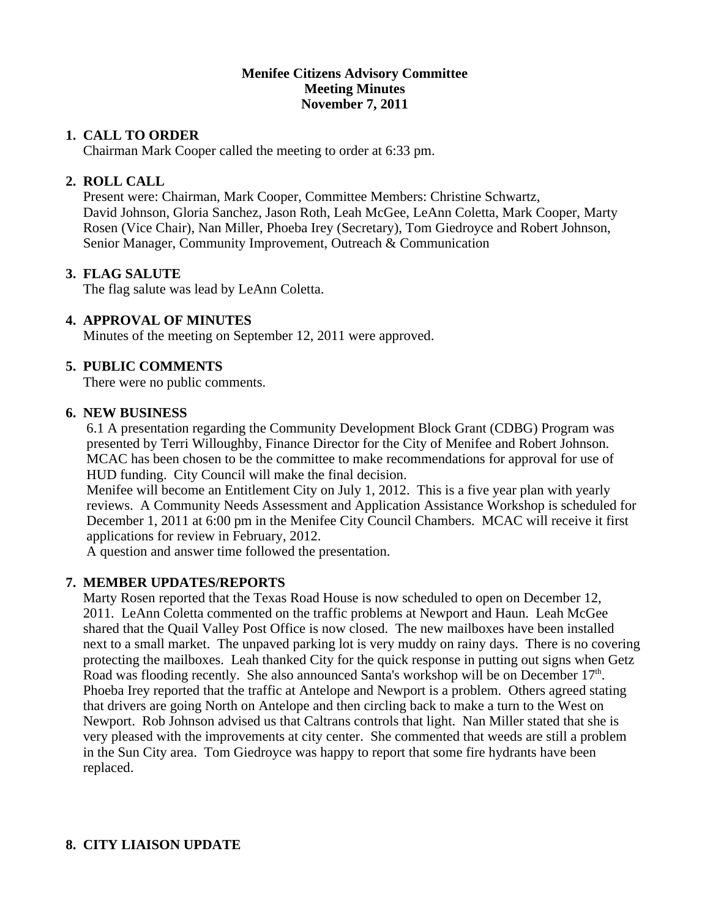**Menifee Citizens Advisory Committee**
**Meeting Minutes**
**November 7, 2011**

## 1. CALL TO ORDER

Chairman Mark Cooper called the meeting to order at 6:33 pm.

## 2. ROLL CALL

Present were: Chairman, Mark Cooper, Committee Members: Christine Schwartz, David Johnson, Gloria Sanchez, Jason Roth, Leah McGee, LeAnn Coletta, Mark Cooper, Marty Rosen (Vice Chair), Nan Miller, Phoeba Irey (Secretary), Tom Giedroyce and Robert Johnson, Senior Manager, Community Improvement, Outreach & Communication

## 3. FLAG SALUTE

The flag salute was lead by LeAnn Coletta.

## 4. APPROVAL OF MINUTES

Minutes of the meeting on September 12, 2011 were approved.

## 5. PUBLIC COMMENTS

There were no public comments.

## 6. NEW BUSINESS

6.1 A presentation regarding the Community Development Block Grant (CDBG) Program was presented by Terri Willoughby, Finance Director for the City of Menifee and Robert Johnson. MCAC has been chosen to be the committee to make recommendations for approval for use of HUD funding. City Council will make the final decision.

Menifee will become an Entitlement City on July 1, 2012. This is a five year plan with yearly reviews. A Community Needs Assessment and Application Assistance Workshop is scheduled for December 1, 2011 at 6:00 pm in the Menifee City Council Chambers. MCAC will receive it first applications for review in February, 2012.

A question and answer time followed the presentation.

## 7. MEMBER UPDATES/REPORTS

Marty Rosen reported that the Texas Road House is now scheduled to open on December 12, 2011. LeAnn Coletta commented on the traffic problems at Newport and Haun. Leah McGee shared that the Quail Valley Post Office is now closed. The new mailboxes have been installed next to a small market. The unpaved parking lot is very muddy on rainy days. There is no covering protecting the mailboxes. Leah thanked City for the quick response in putting out signs when Getz Road was flooding recently. She also announced Santa's workshop will be on December 17th. Phoeba Irey reported that the traffic at Antelope and Newport is a problem. Others agreed stating that drivers are going North on Antelope and then circling back to make a turn to the West on Newport. Rob Johnson advised us that Caltrans controls that light. Nan Miller stated that she is very pleased with the improvements at city center. She commented that weeds are still a problem in the Sun City area. Tom Giedroyce was happy to report that some fire hydrants have been replaced.

## 8. CITY LIAISON UPDATE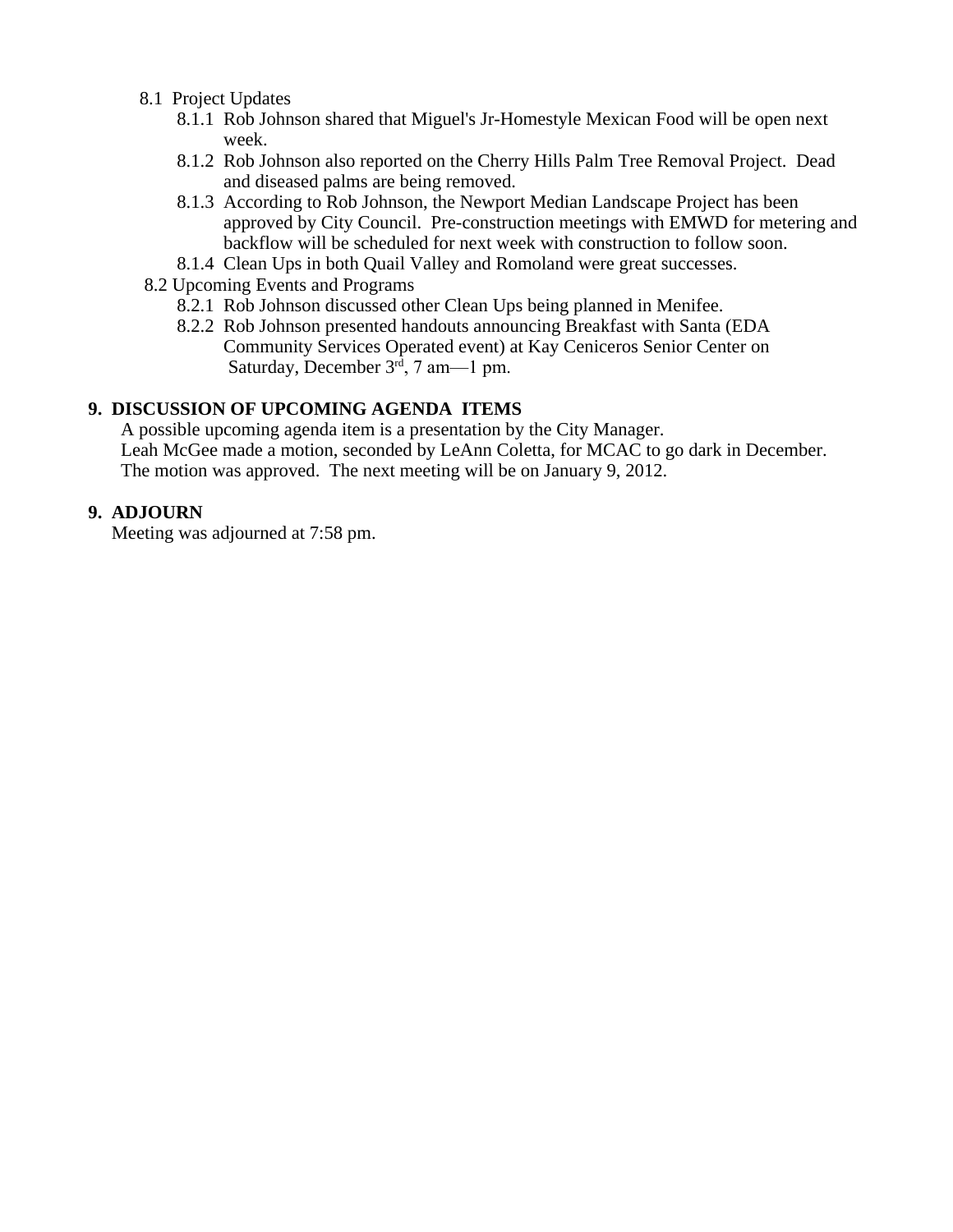8.1 Project Updates

- 8.1.1 Rob Johnson shared that Miguel's Jr-Homestyle Mexican Food will be open next week.
- 8.1.2 Rob Johnson also reported on the Cherry Hills Palm Tree Removal Project. Dead and diseased palms are being removed.
- 8.1.3 According to Rob Johnson, the Newport Median Landscape Project has been approved by City Council. Pre-construction meetings with EMWD for metering and backflow will be scheduled for next week with construction to follow soon.
- 8.1.4 Clean Ups in both Quail Valley and Romoland were great successes.

8.2 Upcoming Events and Programs

- 8.2.1 Rob Johnson discussed other Clean Ups being planned in Menifee.
- 8.2.2 Rob Johnson presented handouts announcing Breakfast with Santa (EDA Community Services Operated event) at Kay Ceniceros Senior Center on Saturday, December 3rd, 7 am—1 pm.

**9. DISCUSSION OF UPCOMING AGENDA ITEMS**

A possible upcoming agenda item is a presentation by the City Manager.
Leah McGee made a motion, seconded by LeAnn Coletta, for MCAC to go dark in December. The motion was approved. The next meeting will be on January 9, 2012.

**9. ADJOURN**

Meeting was adjourned at 7:58 pm.